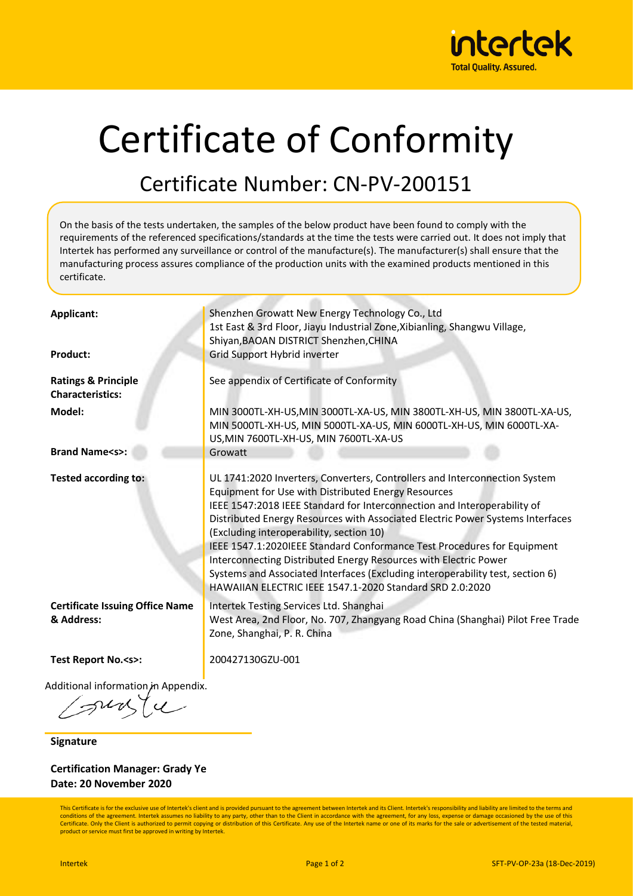# Certificate of Conformity

## Certificate Number: CN-PV-200151

On the basis of the tests undertaken, the samples of the below product have been found to comply with the requirements of the referenced specifications/standards at the time the tests were carried out. It does not imply that Intertek has performed any surveillance or control of the manufacture(s). The manufacturer(s) shall ensure that the manufacturing process assures compliance of the production units with the examined products mentioned in this certificate.

| | |
|---|---|
| **Applicant:** | Shenzhen Growatt New Energy Technology Co., Ltd<br>1st East & 3rd Floor, Jiayu Industrial Zone,Xibianling, Shangwu Village, Shiyan,BAOAN DISTRICT Shenzhen,CHINA |
| **Product:** | Grid Support Hybrid inverter |
| **Ratings & Principle Characteristics:** | See appendix of Certificate of Conformity |
| **Model:** | MIN 3000TL-XH-US,MIN 3000TL-XA-US, MIN 3800TL-XH-US, MIN 3800TL-XA-US, MIN 5000TL-XH-US, MIN 5000TL-XA-US, MIN 6000TL-XH-US, MIN 6000TL-XA-US,MIN 7600TL-XH-US, MIN 7600TL-XA-US |
| **Brand Name<s>:** | Growatt |
| **Tested according to:** | UL 1741:2020 Inverters, Converters, Controllers and Interconnection System Equipment for Use with Distributed Energy Resources<br>IEEE 1547:2018 IEEE Standard for Interconnection and Interoperability of Distributed Energy Resources with Associated Electric Power Systems Interfaces (Excluding interoperability, section 10)<br>IEEE 1547.1:2020IEEE Standard Conformance Test Procedures for Equipment Interconnecting Distributed Energy Resources with Electric Power Systems and Associated Interfaces (Excluding interoperability test, section 6)<br>HAWAIIAN ELECTRIC IEEE 1547.1-2020 Standard SRD 2.0:2020 |
| **Certificate Issuing Office Name & Address:** | Intertek Testing Services Ltd. Shanghai<br>West Area, 2nd Floor, No. 707, Zhangyang Road China (Shanghai) Pilot Free Trade Zone, Shanghai, P. R. China |
| **Test Report No.<s>:** | 200427130GZU-001 |

Additional information in Appendix.

**Signature**

**Certification Manager: Grady Ye**
**Date: 20 November 2020**

This Certificate is for the exclusive use of Intertek's client and is provided pursuant to the agreement between Intertek and its Client. Intertek's responsibility and liability are limited to the terms and conditions of the agreement. Intertek assumes no liability to any party, other than to the Client in accordance with the agreement, for any loss, expense or damage occasioned by the use of this Certificate. Only the Client is authorized to permit copying or distribution of this Certificate. Any use of the Intertek name or one of its marks for the sale or advertisement of the tested material, product or service must first be approved in writing by Intertek.

SFT-PV-OP-23a (18-Dec-2019)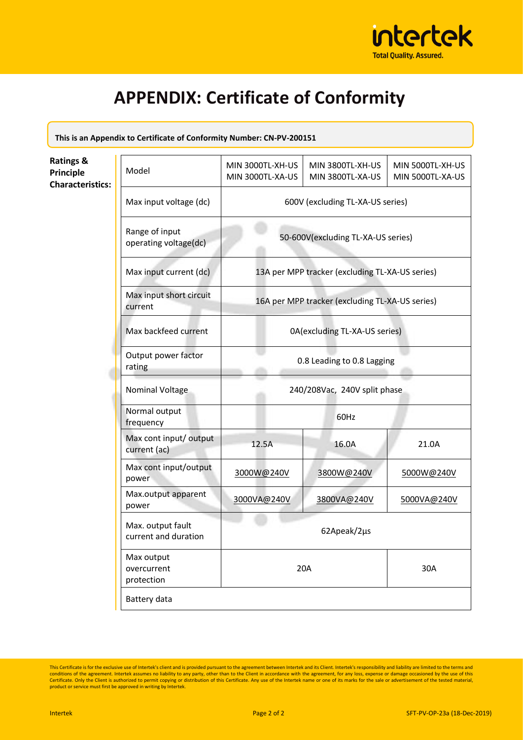# APPENDIX: Certificate of Conformity

**This is an Appendix to Certificate of Conformity Number: CN-PV-200151**

**Ratings & Principle Characteristics:**

| Model | MIN 3000TL-XH-US MIN 3000TL-XA-US | MIN 3800TL-XH-US MIN 3800TL-XA-US | MIN 5000TL-XH-US MIN 5000TL-XA-US |
|---|---|---|---|
| Max input voltage (dc) | 600V (excluding TL-XA-US series) | | |
| Range of input operating voltage(dc) | 50-600V(excluding TL-XA-US series) | | |
| Max input current (dc) | 13A per MPP tracker (excluding TL-XA-US series) | | |
| Max input short circuit current | 16A per MPP tracker (excluding TL-XA-US series) | | |
| Max backfeed current | 0A(excluding TL-XA-US series) | | |
| Output power factor rating | 0.8 Leading to 0.8 Lagging | | |
| Nominal Voltage | 240/208Vac, 240V split phase | | |
| Normal output frequency | 60Hz | | |
| Max cont input/ output current (ac) | 12.5A | 16.0A | 21.0A |
| Max cont input/output power | 3000W@240V | 3800W@240V | 5000W@240V |
| Max.output apparent power | 3000VA@240V | 3800VA@240V | 5000VA@240V |
| Max. output fault current and duration | 62Apeak/2µs | | |
| Max output overcurrent protection | 20A | | 30A |
| Battery data | | | |

This Certificate is for the exclusive use of Intertek's client and is provided pursuant to the agreement between Intertek and its Client. Intertek's responsibility and liability are limited to the terms and conditions of the agreement. Intertek assumes no liability to any party, other than to the Client in accordance with the agreement, for any loss, expense or damage occasioned by the use of this Certificate. Only the Client is authorized to permit copying or distribution of this Certificate. Any use of the Intertek name or one of its marks for the sale or advertisement of the tested material, product or service must first be approved in writing by Intertek.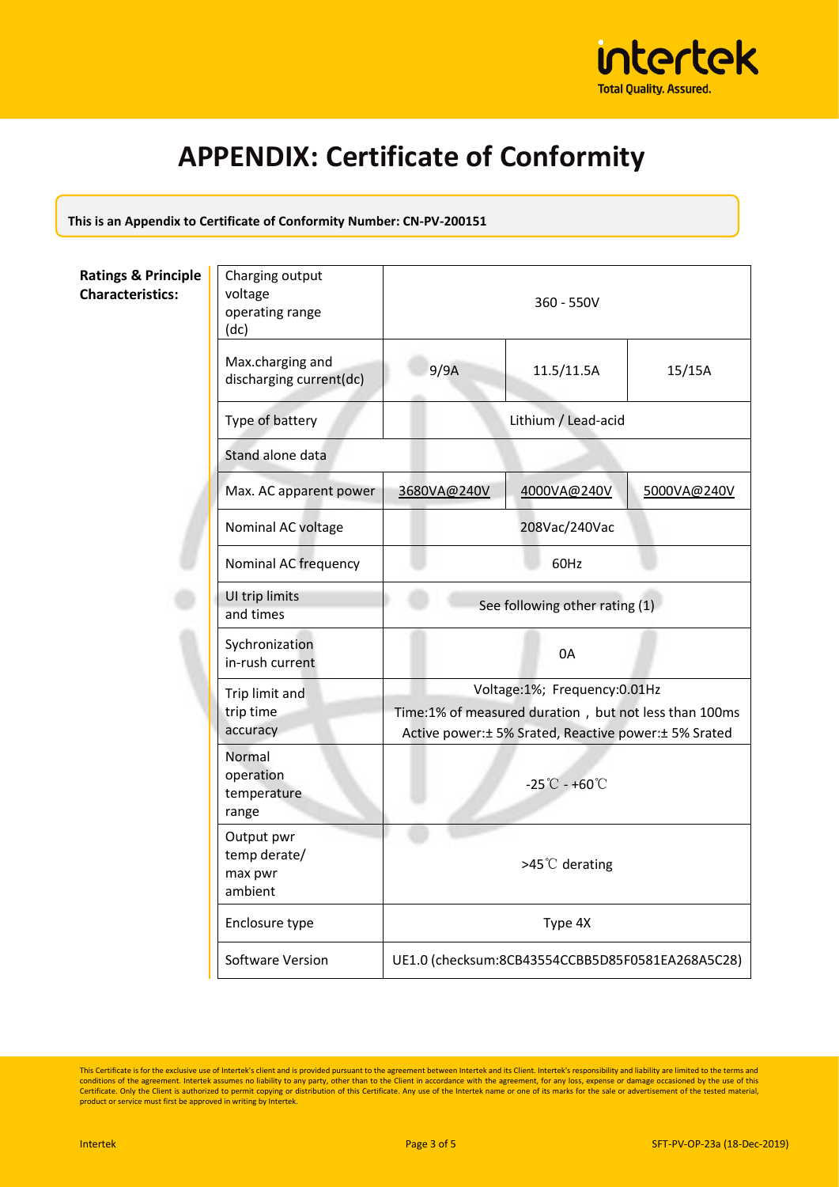# APPENDIX: Certificate of Conformity

**This is an Appendix to Certificate of Conformity Number: CN-PV-200151**

**Ratings & Principle Characteristics:**

| | | | |
|---|---|---|---|
| Charging output voltage operating range (dc) | 360 - 550V | | |
| Max.charging and discharging current(dc) | 9/9A | 11.5/11.5A | 15/15A |
| Type of battery | Lithium / Lead-acid | | |
| Stand alone data | | | |
| Max. AC apparent power | 3680VA@240V | 4000VA@240V | 5000VA@240V |
| Nominal AC voltage | 208Vac/240Vac | | |
| Nominal AC frequency | 60Hz | | |
| UI trip limits and times | See following other rating (1) | | |
| Sychronization in-rush current | 0A | | |
| Trip limit and trip time accuracy | Voltage:1%; Frequency:0.01Hz<br>Time:1% of measured duration，but not less than 100ms<br>Active power:± 5% Srated, Reactive power:± 5% Srated | | |
| Normal operation temperature range | -25℃ - +60℃ | | |
| Output pwr temp derate/ max pwr ambient | >45℃ derating | | |
| Enclosure type | Type 4X | | |
| Software Version | UE1.0 (checksum:8CB43554CCBB5D85F0581EA268A5C28) | | |

This Certificate is for the exclusive use of Intertek's client and is provided pursuant to the agreement between Intertek and its Client. Intertek's responsibility and liability are limited to the terms and conditions of the agreement. Intertek assumes no liability to any party, other than to the Client in accordance with the agreement, for any loss, expense or damage occasioned by the use of this Certificate. Only the Client is authorized to permit copying or distribution of this Certificate. Any use of the Intertek name or one of its marks for the sale or advertisement of the tested material, product or service must first be approved in writing by Intertek.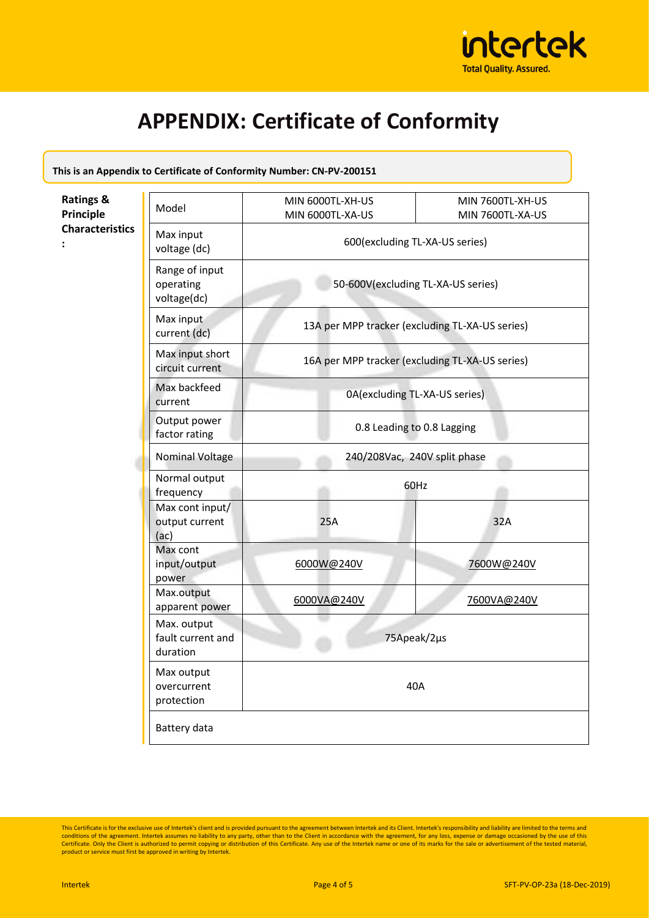# APPENDIX: Certificate of Conformity

**This is an Appendix to Certificate of Conformity Number: CN-PV-200151**

**Ratings & Principle Characteristics :**

| Model | MIN 6000TL-XH-US<br>MIN 6000TL-XA-US | MIN 7600TL-XH-US<br>MIN 7600TL-XA-US |
|---|---|---|
| Max input voltage (dc) | 600(excluding TL-XA-US series) | |
| Range of input operating voltage(dc) | 50-600V(excluding TL-XA-US series) | |
| Max input current (dc) | 13A per MPP tracker (excluding TL-XA-US series) | |
| Max input short circuit current | 16A per MPP tracker (excluding TL-XA-US series) | |
| Max backfeed current | 0A(excluding TL-XA-US series) | |
| Output power factor rating | 0.8 Leading to 0.8 Lagging | |
| Nominal Voltage | 240/208Vac, 240V split phase | |
| Normal output frequency | 60Hz | |
| Max cont input/ output current (ac) | 25A | 32A |
| Max cont input/output power | 6000W@240V | 7600W@240V |
| Max.output apparent power | 6000VA@240V | 7600VA@240V |
| Max. output fault current and duration | 75Apeak/2µs | |
| Max output overcurrent protection | 40A | |
| Battery data | | |

This Certificate is for the exclusive use of Intertek's client and is provided pursuant to the agreement between Intertek and its Client. Intertek's responsibility and liability are limited to the terms and conditions of the agreement. Intertek assumes no liability to any party, other than to the Client in accordance with the agreement, for any loss, expense or damage occasioned by the use of this Certificate. Only the Client is authorized to permit copying or distribution of this Certificate. Any use of the Intertek name or one of its marks for the sale or advertisement of the tested material, product or service must first be approved in writing by Intertek.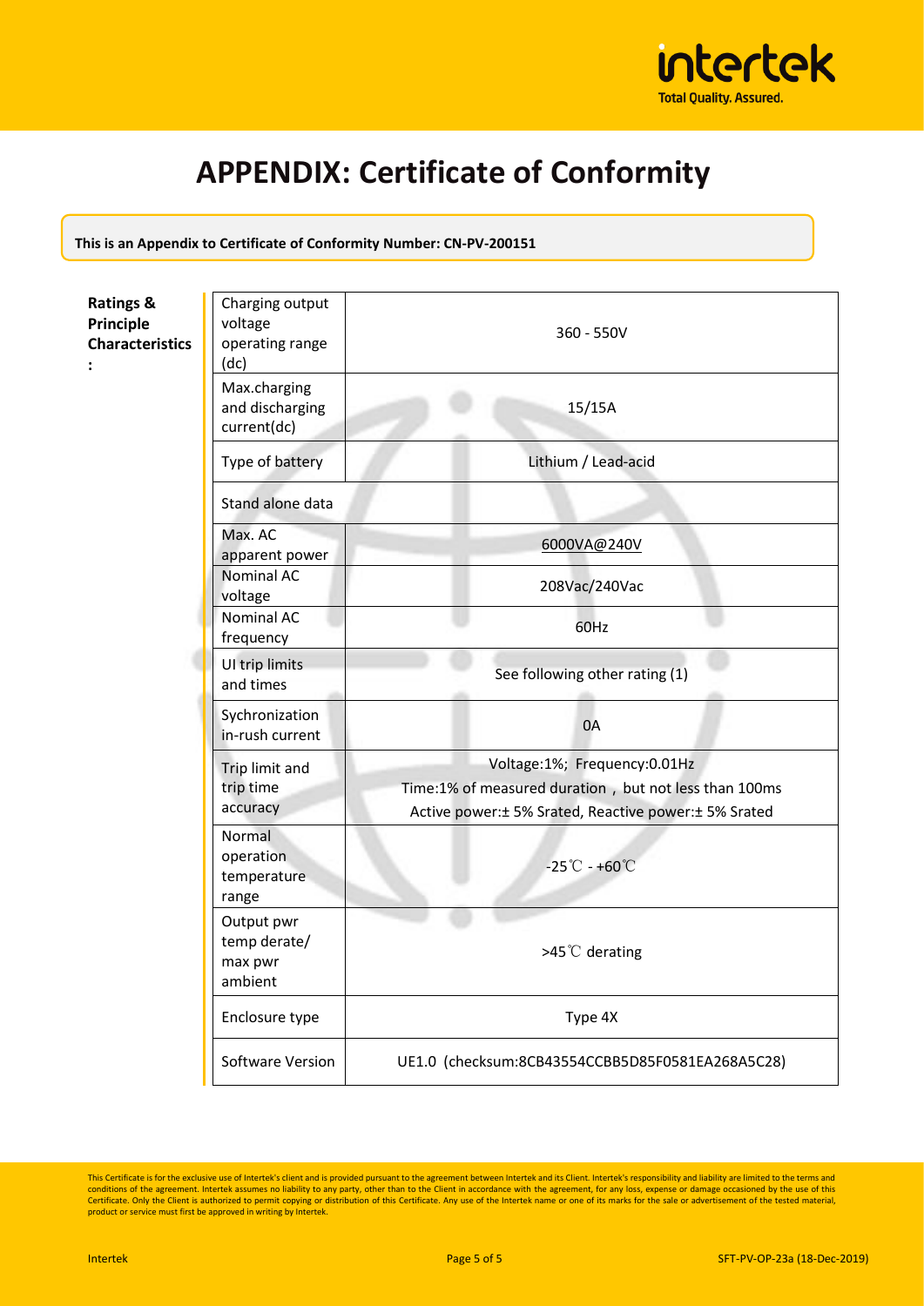# APPENDIX: Certificate of Conformity

**This is an Appendix to Certificate of Conformity Number: CN-PV-200151**

**Ratings & Principle Characteristics :**

| | |
|---|---|
| Charging output voltage operating range (dc) | 360 - 550V |
| Max.charging and discharging current(dc) | 15/15A |
| Type of battery | Lithium / Lead-acid |
| Stand alone data | |
| Max. AC apparent power | 6000VA@240V |
| Nominal AC voltage | 208Vac/240Vac |
| Nominal AC frequency | 60Hz |
| UI trip limits and times | See following other rating (1) |
| Sychronization in-rush current | 0A |
| Trip limit and trip time accuracy | Voltage:1%; Frequency:0.01Hz<br>Time:1% of measured duration，but not less than 100ms<br>Active power:± 5% Srated, Reactive power:± 5% Srated |
| Normal operation temperature range | -25℃ - +60℃ |
| Output pwr temp derate/ max pwr ambient | >45℃ derating |
| Enclosure type | Type 4X |
| Software Version | UE1.0 (checksum:8CB43554CCBB5D85F0581EA268A5C28) |

This Certificate is for the exclusive use of Intertek's client and is provided pursuant to the agreement between Intertek and its Client. Intertek's responsibility and liability are limited to the terms and conditions of the agreement. Intertek assumes no liability to any party, other than to the Client in accordance with the agreement, for any loss, expense or damage occasioned by the use of this Certificate. Only the Client is authorized to permit copying or distribution of this Certificate. Any use of the Intertek name or one of its marks for the sale or advertisement of the tested material, product or service must first be approved in writing by Intertek.